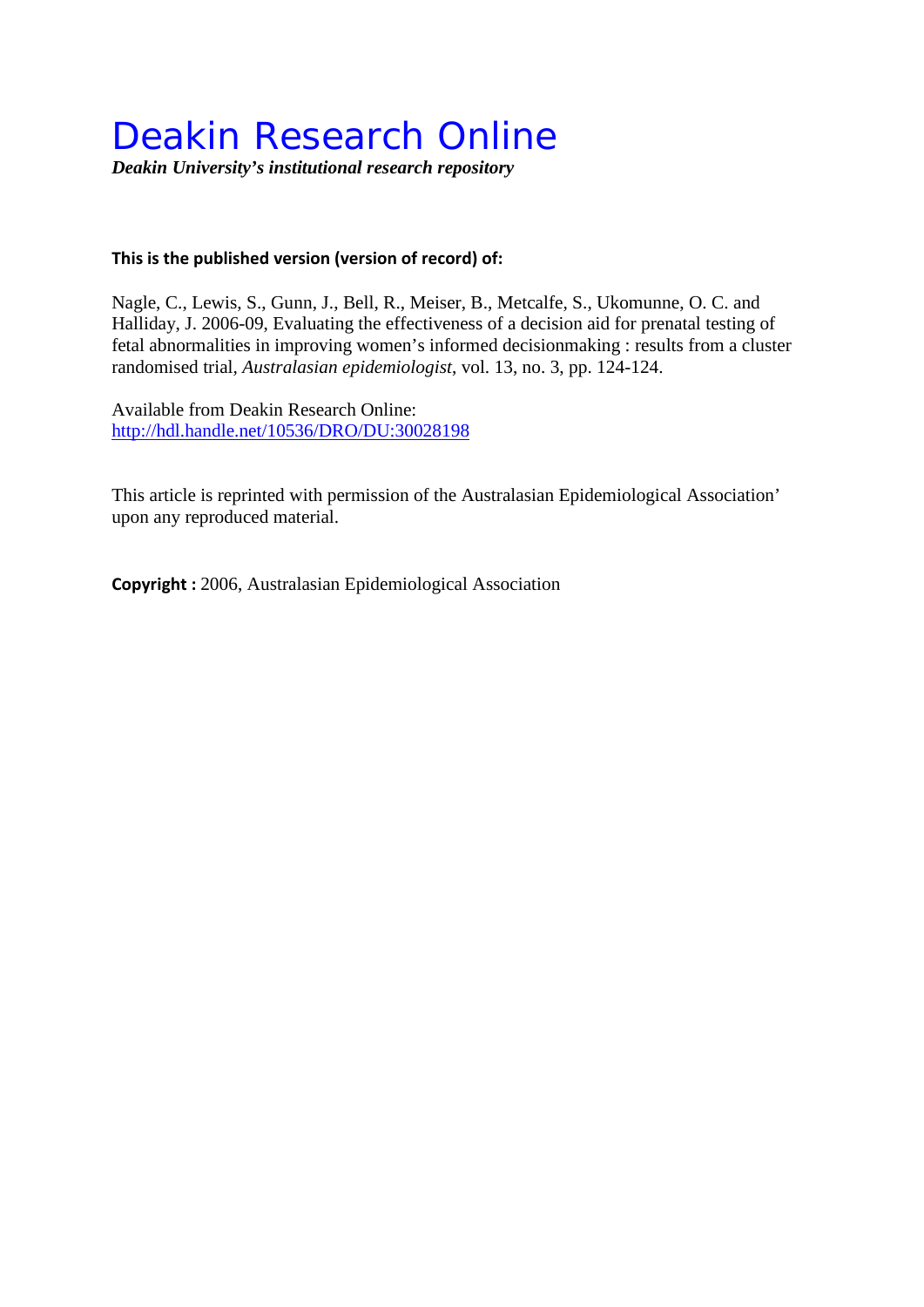# Deakin Research Online

***Deakin University's institutional research repository***

**This is the published version (version of record) of:**

Nagle, C., Lewis, S., Gunn, J., Bell, R., Meiser, B., Metcalfe, S., Ukomunne, O. C. and Halliday, J. 2006-09, Evaluating the effectiveness of a decision aid for prenatal testing of fetal abnormalities in improving women's informed decisionmaking : results from a cluster randomised trial, *Australasian epidemiologist*, vol. 13, no. 3, pp. 124-124.

Available from Deakin Research Online:
http://hdl.handle.net/10536/DRO/DU:30028198

This article is reprinted with permission of the Australasian Epidemiological Association' upon any reproduced material.

**Copyright :** 2006, Australasian Epidemiological Association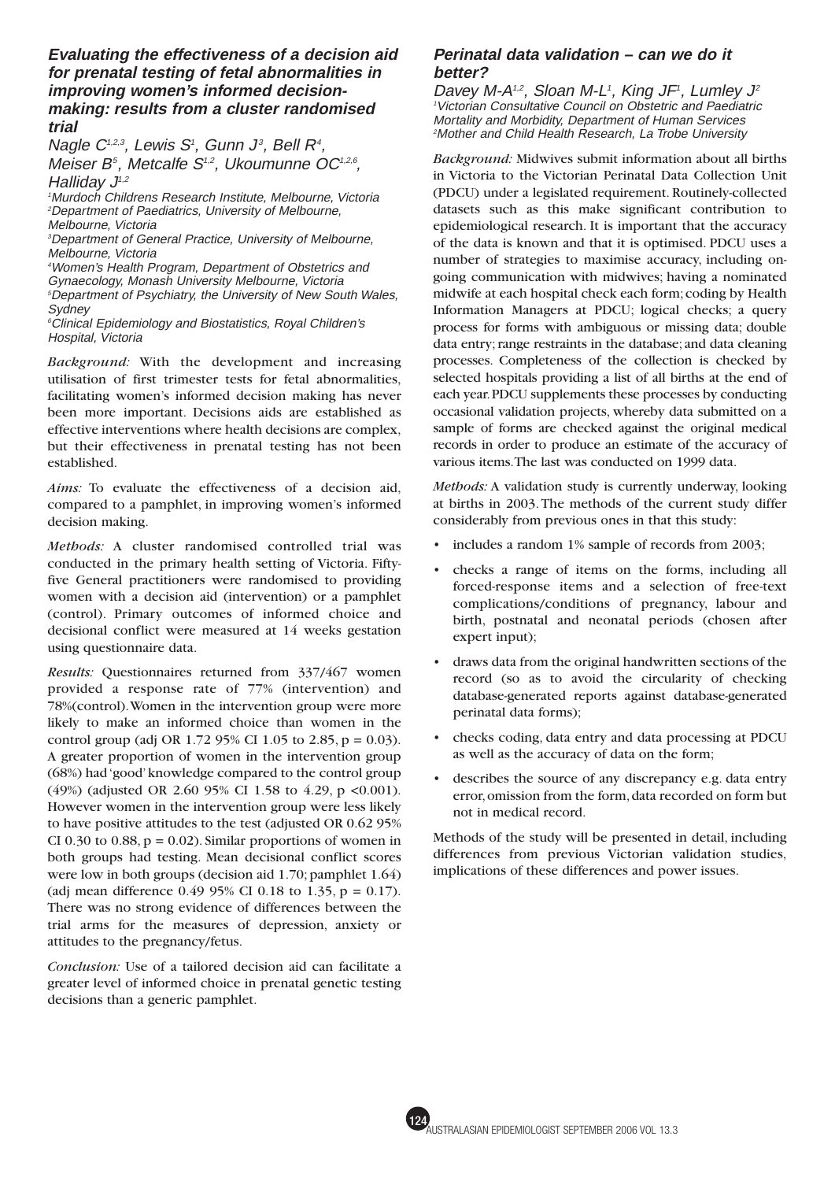## Evaluating the effectiveness of a decision aid for prenatal testing of fetal abnormalities in improving women's informed decision-making: results from a cluster randomised trial

*Nagle C[1,2,3], Lewis S[1], Gunn J[3], Bell R[4], Meiser B[5], Metcalfe S[1,2], Ukoumunne OC[1,2,6], Halliday J[1,2]*

[1]Murdoch Childrens Research Institute, Melbourne, Victoria
[2]Department of Paediatrics, University of Melbourne, Melbourne, Victoria
[3]Department of General Practice, University of Melbourne, Melbourne, Victoria
[4]Women's Health Program, Department of Obstetrics and Gynaecology, Monash University Melbourne, Victoria
[5]Department of Psychiatry, the University of New South Wales, Sydney
[6]Clinical Epidemiology and Biostatistics, Royal Children's Hospital, Victoria

*Background:* With the development and increasing utilisation of first trimester tests for fetal abnormalities, facilitating women's informed decision making has never been more important. Decisions aids are established as effective interventions where health decisions are complex, but their effectiveness in prenatal testing has not been established.

*Aims:* To evaluate the effectiveness of a decision aid, compared to a pamphlet, in improving women's informed decision making.

*Methods:* A cluster randomised controlled trial was conducted in the primary health setting of Victoria. Fifty-five General practitioners were randomised to providing women with a decision aid (intervention) or a pamphlet (control). Primary outcomes of informed choice and decisional conflict were measured at 14 weeks gestation using questionnaire data.

*Results:* Questionnaires returned from 337/467 women provided a response rate of 77% (intervention) and 78%(control). Women in the intervention group were more likely to make an informed choice than women in the control group (adj OR 1.72 95% CI 1.05 to 2.85, $p = 0.03$). A greater proportion of women in the intervention group (68%) had 'good' knowledge compared to the control group (49%) (adjusted OR 2.60 95% CI 1.58 to 4.29, $p < 0.001$). However women in the intervention group were less likely to have positive attitudes to the test (adjusted OR 0.62 95% CI 0.30 to 0.88, $p = 0.02$). Similar proportions of women in both groups had testing. Mean decisional conflict scores were low in both groups (decision aid 1.70; pamphlet 1.64) (adj mean difference 0.49 95% CI 0.18 to 1.35, $p = 0.17$). There was no strong evidence of differences between the trial arms for the measures of depression, anxiety or attitudes to the pregnancy/fetus.

*Conclusion:* Use of a tailored decision aid can facilitate a greater level of informed choice in prenatal genetic testing decisions than a generic pamphlet.

## Perinatal data validation – can we do it better?

*Davey M-A[1,2], Sloan M-L[1], King JF[1], Lumley J[2]*

[1]Victorian Consultative Council on Obstetric and Paediatric Mortality and Morbidity, Department of Human Services
[2]Mother and Child Health Research, La Trobe University

*Background:* Midwives submit information about all births in Victoria to the Victorian Perinatal Data Collection Unit (PDCU) under a legislated requirement. Routinely-collected datasets such as this make significant contribution to epidemiological research. It is important that the accuracy of the data is known and that it is optimised. PDCU uses a number of strategies to maximise accuracy, including on-going communication with midwives; having a nominated midwife at each hospital check each form; coding by Health Information Managers at PDCU; logical checks; a query process for forms with ambiguous or missing data; double data entry; range restraints in the database; and data cleaning processes. Completeness of the collection is checked by selected hospitals providing a list of all births at the end of each year. PDCU supplements these processes by conducting occasional validation projects, whereby data submitted on a sample of forms are checked against the original medical records in order to produce an estimate of the accuracy of various items. The last was conducted on 1999 data.

*Methods:* A validation study is currently underway, looking at births in 2003. The methods of the current study differ considerably from previous ones in that this study:

- includes a random 1% sample of records from 2003;
- checks a range of items on the forms, including all forced-response items and a selection of free-text complications/conditions of pregnancy, labour and birth, postnatal and neonatal periods (chosen after expert input);
- draws data from the original handwritten sections of the record (so as to avoid the circularity of checking database-generated reports against database-generated perinatal data forms);
- checks coding, data entry and data processing at PDCU as well as the accuracy of data on the form;
- describes the source of any discrepancy e.g. data entry error, omission from the form, data recorded on form but not in medical record.

Methods of the study will be presented in detail, including differences from previous Victorian validation studies, implications of these differences and power issues.